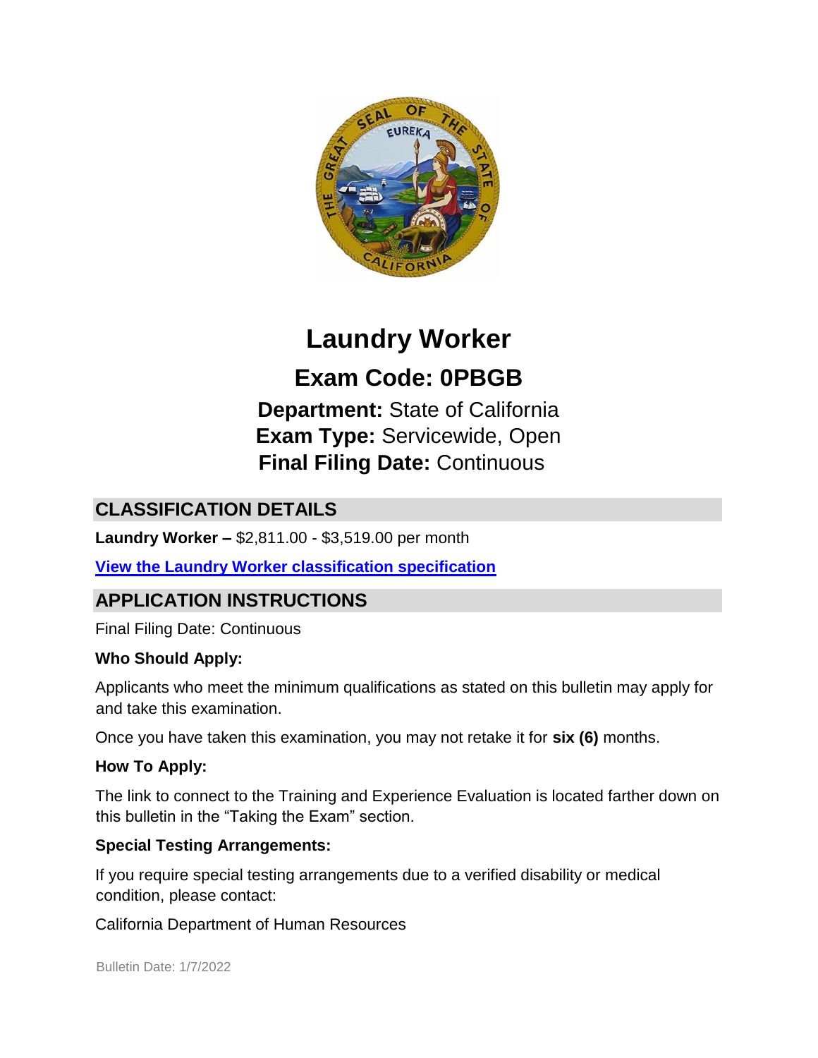# Laundry Worker

## Exam Code: 0PBGB

**Department:** State of California
**Exam Type:** Servicewide, Open
**Final Filing Date:** Continuous

## CLASSIFICATION DETAILS

**Laundry Worker –** $2,811.00 - $3,519.00 per month

**View the Laundry Worker classification specification**

## APPLICATION INSTRUCTIONS

Final Filing Date: Continuous

**Who Should Apply:**

Applicants who meet the minimum qualifications as stated on this bulletin may apply for and take this examination.

Once you have taken this examination, you may not retake it for **six (6)** months.

**How To Apply:**

The link to connect to the Training and Experience Evaluation is located farther down on this bulletin in the "Taking the Exam" section.

**Special Testing Arrangements:**

If you require special testing arrangements due to a verified disability or medical condition, please contact:

California Department of Human Resources

Bulletin Date: 1/7/2022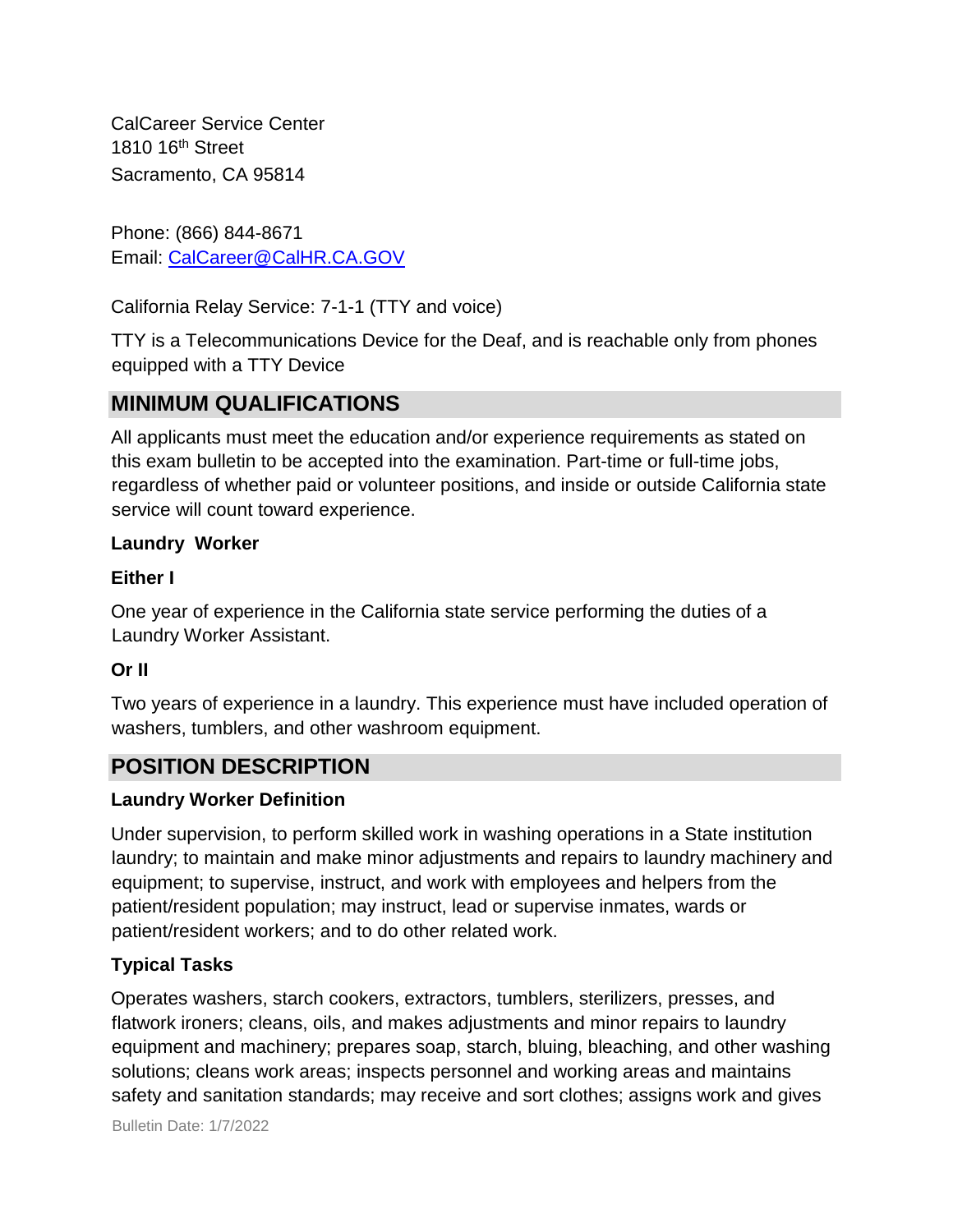CalCareer Service Center
1810 16th Street
Sacramento, CA 95814

Phone: (866) 844-8671
Email: CalCareer@CalHR.CA.GOV

California Relay Service: 7-1-1 (TTY and voice)

TTY is a Telecommunications Device for the Deaf, and is reachable only from phones equipped with a TTY Device

## MINIMUM QUALIFICATIONS

All applicants must meet the education and/or experience requirements as stated on this exam bulletin to be accepted into the examination. Part-time or full-time jobs, regardless of whether paid or volunteer positions, and inside or outside California state service will count toward experience.

**Laundry Worker**

**Either I**

One year of experience in the California state service performing the duties of a Laundry Worker Assistant.

**Or II**

Two years of experience in a laundry. This experience must have included operation of washers, tumblers, and other washroom equipment.

## POSITION DESCRIPTION

**Laundry Worker Definition**

Under supervision, to perform skilled work in washing operations in a State institution laundry; to maintain and make minor adjustments and repairs to laundry machinery and equipment; to supervise, instruct, and work with employees and helpers from the patient/resident population; may instruct, lead or supervise inmates, wards or patient/resident workers; and to do other related work.

**Typical Tasks**

Operates washers, starch cookers, extractors, tumblers, sterilizers, presses, and flatwork ironers; cleans, oils, and makes adjustments and minor repairs to laundry equipment and machinery; prepares soap, starch, bluing, bleaching, and other washing solutions; cleans work areas; inspects personnel and working areas and maintains safety and sanitation standards; may receive and sort clothes; assigns work and gives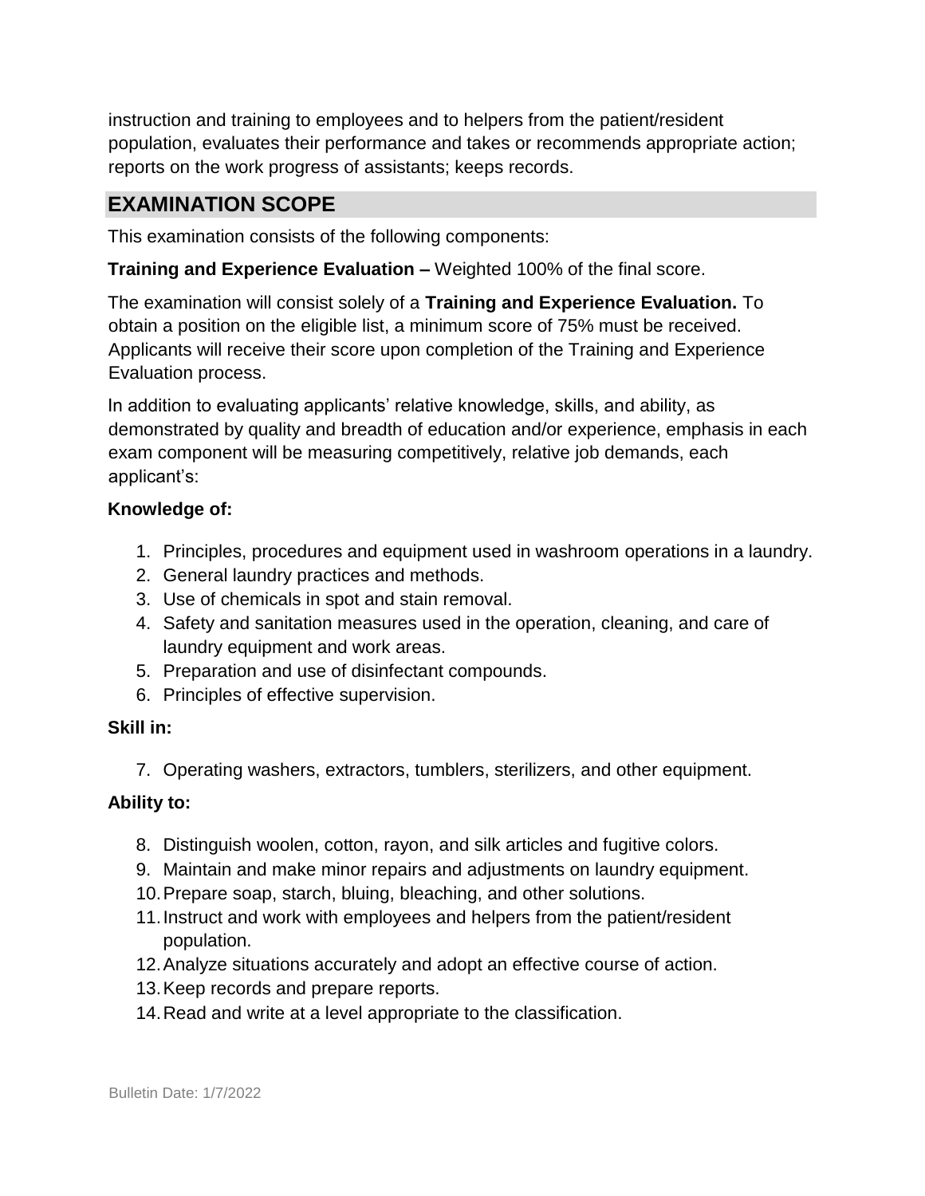instruction and training to employees and to helpers from the patient/resident population, evaluates their performance and takes or recommends appropriate action; reports on the work progress of assistants; keeps records.

## EXAMINATION SCOPE

This examination consists of the following components:

**Training and Experience Evaluation –** Weighted 100% of the final score.

The examination will consist solely of a **Training and Experience Evaluation.** To obtain a position on the eligible list, a minimum score of 75% must be received. Applicants will receive their score upon completion of the Training and Experience Evaluation process.

In addition to evaluating applicants' relative knowledge, skills, and ability, as demonstrated by quality and breadth of education and/or experience, emphasis in each exam component will be measuring competitively, relative job demands, each applicant's:

**Knowledge of:**

1. Principles, procedures and equipment used in washroom operations in a laundry.
2. General laundry practices and methods.
3. Use of chemicals in spot and stain removal.
4. Safety and sanitation measures used in the operation, cleaning, and care of laundry equipment and work areas.
5. Preparation and use of disinfectant compounds.
6. Principles of effective supervision.

**Skill in:**

7. Operating washers, extractors, tumblers, sterilizers, and other equipment.

**Ability to:**

8. Distinguish woolen, cotton, rayon, and silk articles and fugitive colors.
9. Maintain and make minor repairs and adjustments on laundry equipment.
10. Prepare soap, starch, bluing, bleaching, and other solutions.
11. Instruct and work with employees and helpers from the patient/resident population.
12. Analyze situations accurately and adopt an effective course of action.
13. Keep records and prepare reports.
14. Read and write at a level appropriate to the classification.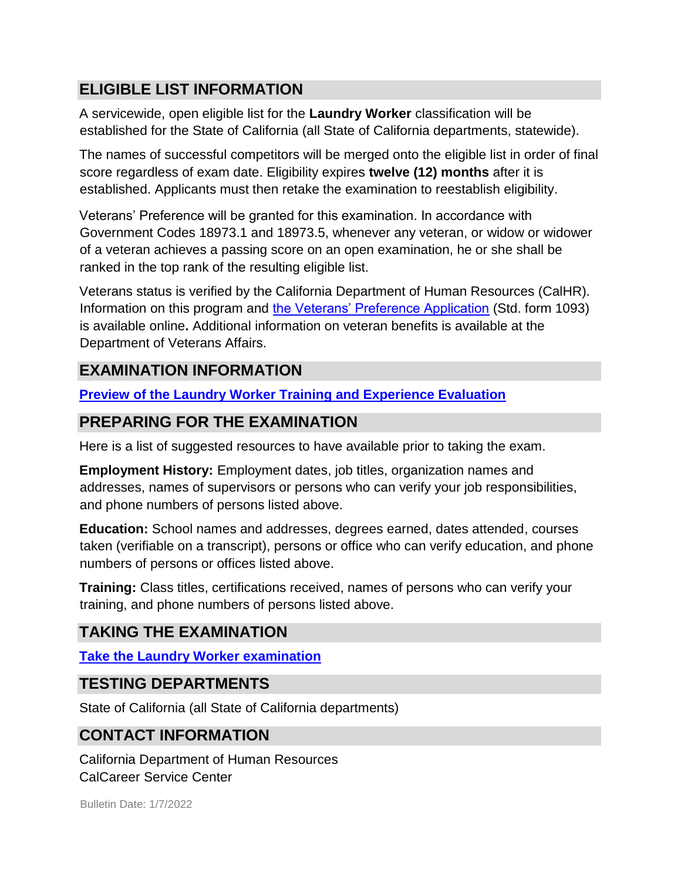## ELIGIBLE LIST INFORMATION

A servicewide, open eligible list for the **Laundry Worker** classification will be established for the State of California (all State of California departments, statewide).

The names of successful competitors will be merged onto the eligible list in order of final score regardless of exam date. Eligibility expires **twelve (12) months** after it is established. Applicants must then retake the examination to reestablish eligibility.

Veterans' Preference will be granted for this examination. In accordance with Government Codes 18973.1 and 18973.5, whenever any veteran, or widow or widower of a veteran achieves a passing score on an open examination, he or she shall be ranked in the top rank of the resulting eligible list.

Veterans status is verified by the California Department of Human Resources (CalHR). Information on this program and the Veterans' Preference Application (Std. form 1093) is available online**.** Additional information on veteran benefits is available at the Department of Veterans Affairs.

## EXAMINATION INFORMATION

**Preview of the Laundry Worker Training and Experience Evaluation**

## PREPARING FOR THE EXAMINATION

Here is a list of suggested resources to have available prior to taking the exam.

**Employment History:** Employment dates, job titles, organization names and addresses, names of supervisors or persons who can verify your job responsibilities, and phone numbers of persons listed above.

**Education:** School names and addresses, degrees earned, dates attended, courses taken (verifiable on a transcript), persons or office who can verify education, and phone numbers of persons or offices listed above.

**Training:** Class titles, certifications received, names of persons who can verify your training, and phone numbers of persons listed above.

## TAKING THE EXAMINATION

**Take the Laundry Worker examination**

## TESTING DEPARTMENTS

State of California (all State of California departments)

## CONTACT INFORMATION

California Department of Human Resources
CalCareer Service Center

Bulletin Date: 1/7/2022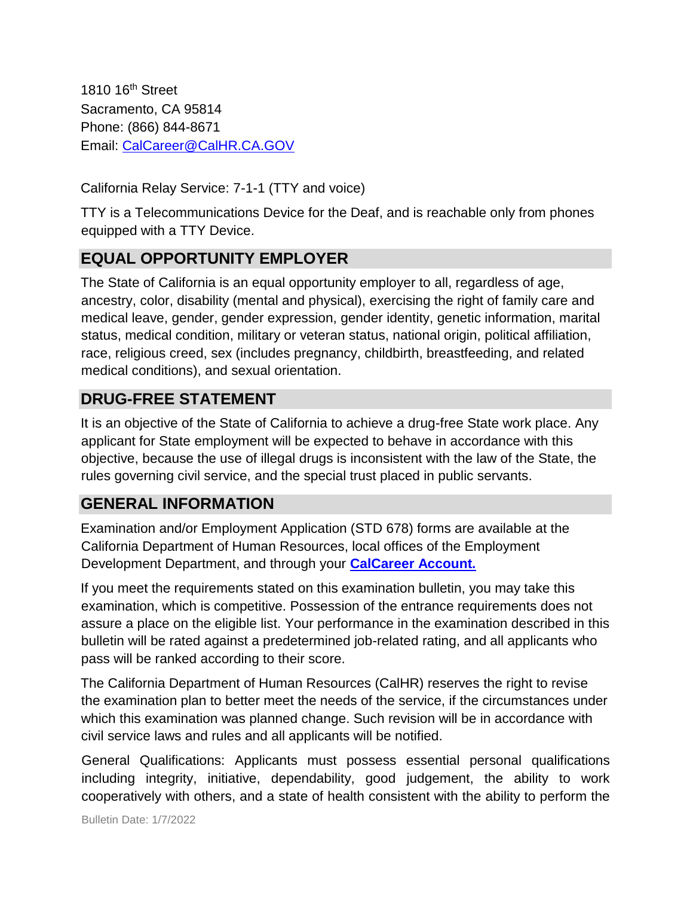1810 16th Street
Sacramento, CA 95814
Phone: (866) 844-8671
Email: [CalCareer@CalHR.CA.GOV](mailto:CalCareer@CalHR.CA.GOV)

California Relay Service: 7-1-1 (TTY and voice)

TTY is a Telecommunications Device for the Deaf, and is reachable only from phones equipped with a TTY Device.

## EQUAL OPPORTUNITY EMPLOYER

The State of California is an equal opportunity employer to all, regardless of age, ancestry, color, disability (mental and physical), exercising the right of family care and medical leave, gender, gender expression, gender identity, genetic information, marital status, medical condition, military or veteran status, national origin, political affiliation, race, religious creed, sex (includes pregnancy, childbirth, breastfeeding, and related medical conditions), and sexual orientation.

## DRUG-FREE STATEMENT

It is an objective of the State of California to achieve a drug-free State work place. Any applicant for State employment will be expected to behave in accordance with this objective, because the use of illegal drugs is inconsistent with the law of the State, the rules governing civil service, and the special trust placed in public servants.

## GENERAL INFORMATION

Examination and/or Employment Application (STD 678) forms are available at the California Department of Human Resources, local offices of the Employment Development Department, and through your **CalCareer Account.**

If you meet the requirements stated on this examination bulletin, you may take this examination, which is competitive. Possession of the entrance requirements does not assure a place on the eligible list. Your performance in the examination described in this bulletin will be rated against a predetermined job-related rating, and all applicants who pass will be ranked according to their score.

The California Department of Human Resources (CalHR) reserves the right to revise the examination plan to better meet the needs of the service, if the circumstances under which this examination was planned change. Such revision will be in accordance with civil service laws and rules and all applicants will be notified.

General Qualifications: Applicants must possess essential personal qualifications including integrity, initiative, dependability, good judgement, the ability to work cooperatively with others, and a state of health consistent with the ability to perform the

Bulletin Date: 1/7/2022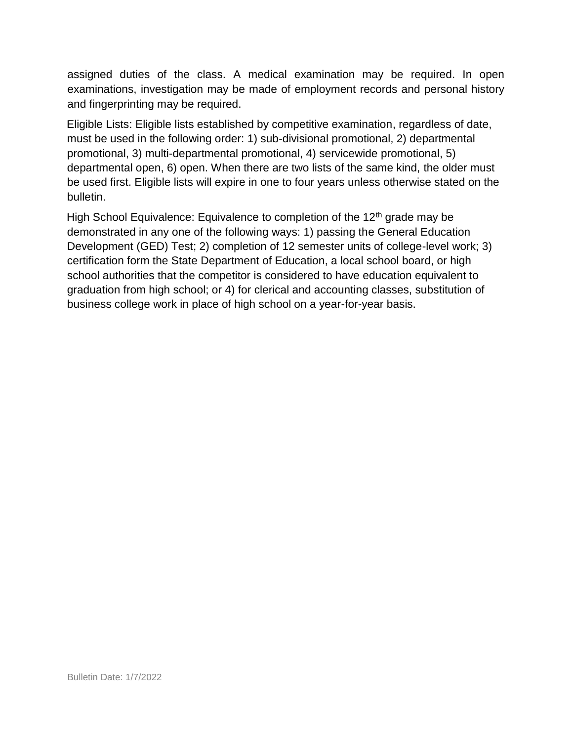assigned duties of the class. A medical examination may be required. In open examinations, investigation may be made of employment records and personal history and fingerprinting may be required.

Eligible Lists: Eligible lists established by competitive examination, regardless of date, must be used in the following order: 1) sub-divisional promotional, 2) departmental promotional, 3) multi-departmental promotional, 4) servicewide promotional, 5) departmental open, 6) open. When there are two lists of the same kind, the older must be used first. Eligible lists will expire in one to four years unless otherwise stated on the bulletin.

High School Equivalence: Equivalence to completion of the 12th grade may be demonstrated in any one of the following ways: 1) passing the General Education Development (GED) Test; 2) completion of 12 semester units of college-level work; 3) certification form the State Department of Education, a local school board, or high school authorities that the competitor is considered to have education equivalent to graduation from high school; or 4) for clerical and accounting classes, substitution of business college work in place of high school on a year-for-year basis.

Bulletin Date: 1/7/2022